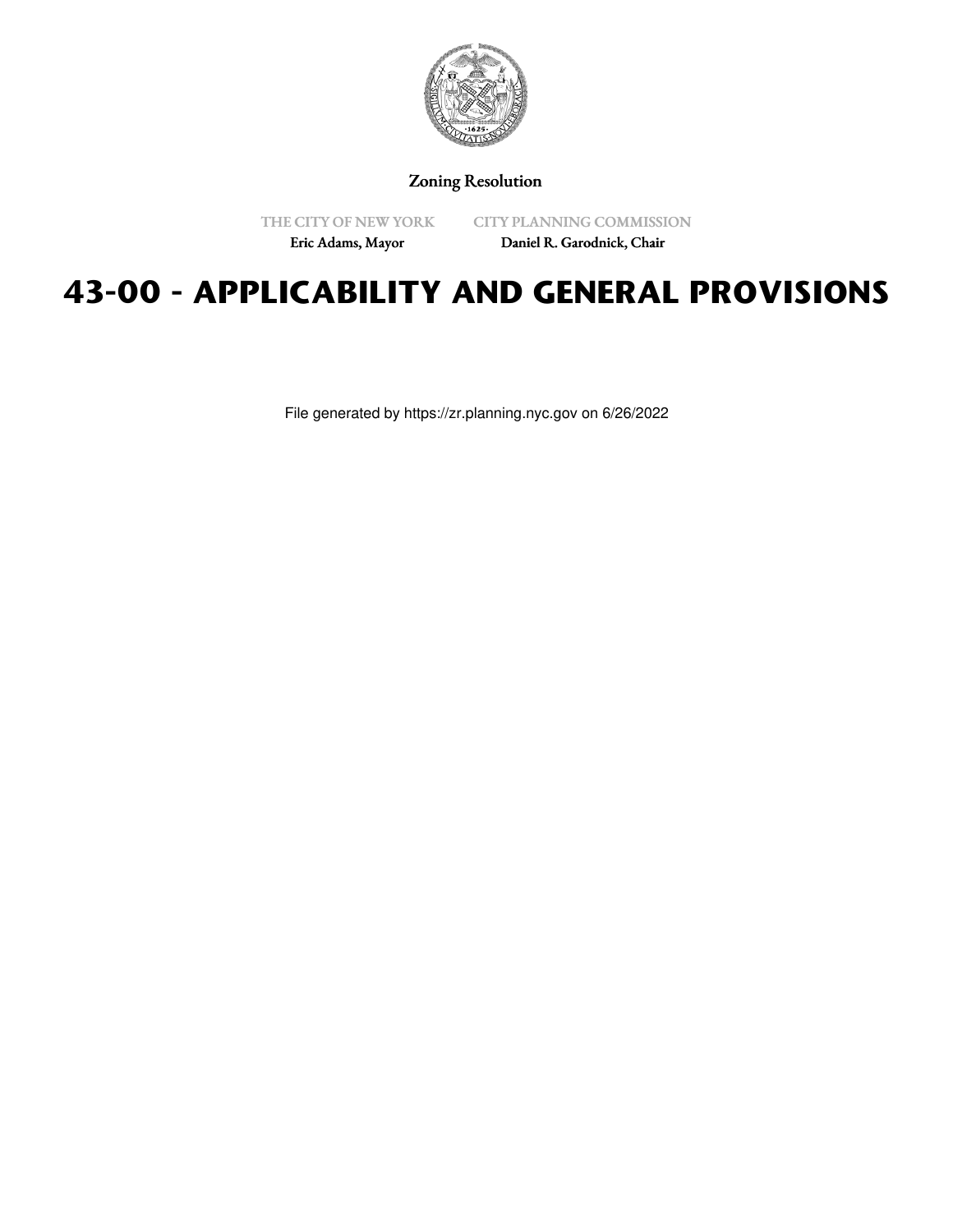Zoning Resolution

THE CITY OF NEW YORK
Eric Adams, Mayor

CITY PLANNING COMMISSION
Daniel R. Garodnick, Chair

# 43-00 - APPLICABILITY AND GENERAL PROVISIONS

File generated by https://zr.planning.nyc.gov on 6/26/2022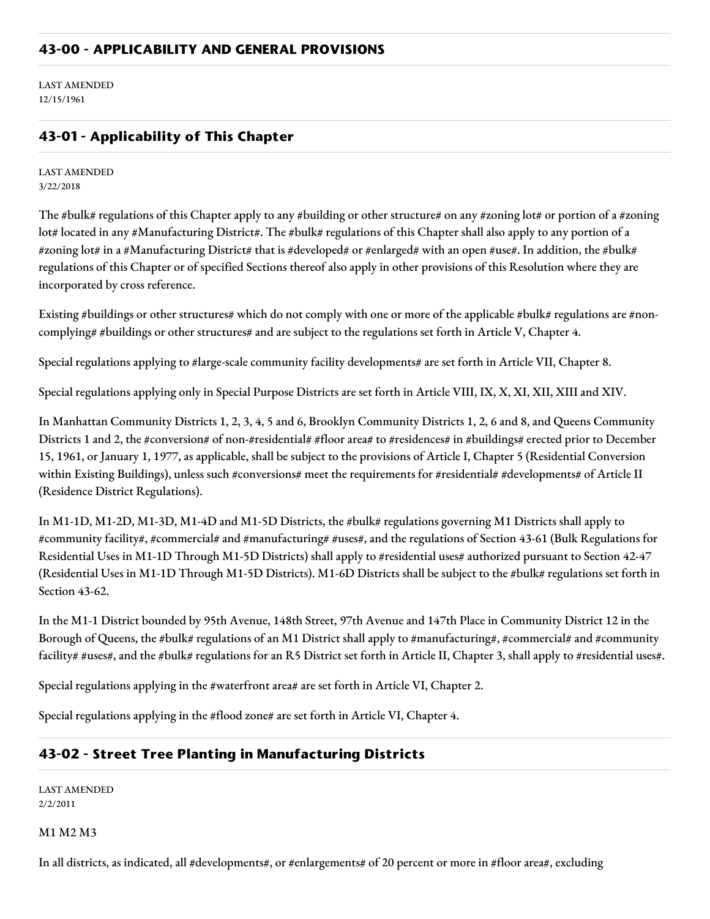## 43-00 - APPLICABILITY AND GENERAL PROVISIONS

LAST AMENDED
12/15/1961

## 43-01 - Applicability of This Chapter

LAST AMENDED
3/22/2018

The #bulk# regulations of this Chapter apply to any #building or other structure# on any #zoning lot# or portion of a #zoning lot# located in any #Manufacturing District#. The #bulk# regulations of this Chapter shall also apply to any portion of a #zoning lot# in a #Manufacturing District# that is #developed# or #enlarged# with an open #use#. In addition, the #bulk# regulations of this Chapter or of specified Sections thereof also apply in other provisions of this Resolution where they are incorporated by cross reference.

Existing #buildings or other structures# which do not comply with one or more of the applicable #bulk# regulations are #non-complying# #buildings or other structures# and are subject to the regulations set forth in Article V, Chapter 4.

Special regulations applying to #large-scale community facility developments# are set forth in Article VII, Chapter 8.

Special regulations applying only in Special Purpose Districts are set forth in Article VIII, IX, X, XI, XII, XIII and XIV.

In Manhattan Community Districts 1, 2, 3, 4, 5 and 6, Brooklyn Community Districts 1, 2, 6 and 8, and Queens Community Districts 1 and 2, the #conversion# of non-#residential# #floor area# to #residences# in #buildings# erected prior to December 15, 1961, or January 1, 1977, as applicable, shall be subject to the provisions of Article I, Chapter 5 (Residential Conversion within Existing Buildings), unless such #conversions# meet the requirements for #residential# #developments# of Article II (Residence District Regulations).

In M1-1D, M1-2D, M1-3D, M1-4D and M1-5D Districts, the #bulk# regulations governing M1 Districts shall apply to #community facility#, #commercial# and #manufacturing# #uses#, and the regulations of Section 43-61 (Bulk Regulations for Residential Uses in M1-1D Through M1-5D Districts) shall apply to #residential uses# authorized pursuant to Section 42-47 (Residential Uses in M1-1D Through M1-5D Districts). M1-6D Districts shall be subject to the #bulk# regulations set forth in Section 43-62.

In the M1-1 District bounded by 95th Avenue, 148th Street, 97th Avenue and 147th Place in Community District 12 in the Borough of Queens, the #bulk# regulations of an M1 District shall apply to #manufacturing#, #commercial# and #community facility# #uses#, and the #bulk# regulations for an R5 District set forth in Article II, Chapter 3, shall apply to #residential uses#.

Special regulations applying in the #waterfront area# are set forth in Article VI, Chapter 2.

Special regulations applying in the #flood zone# are set forth in Article VI, Chapter 4.

## 43-02 - Street Tree Planting in Manufacturing Districts

LAST AMENDED
2/2/2011

M1 M2 M3

In all districts, as indicated, all #developments#, or #enlargements# of 20 percent or more in #floor area#, excluding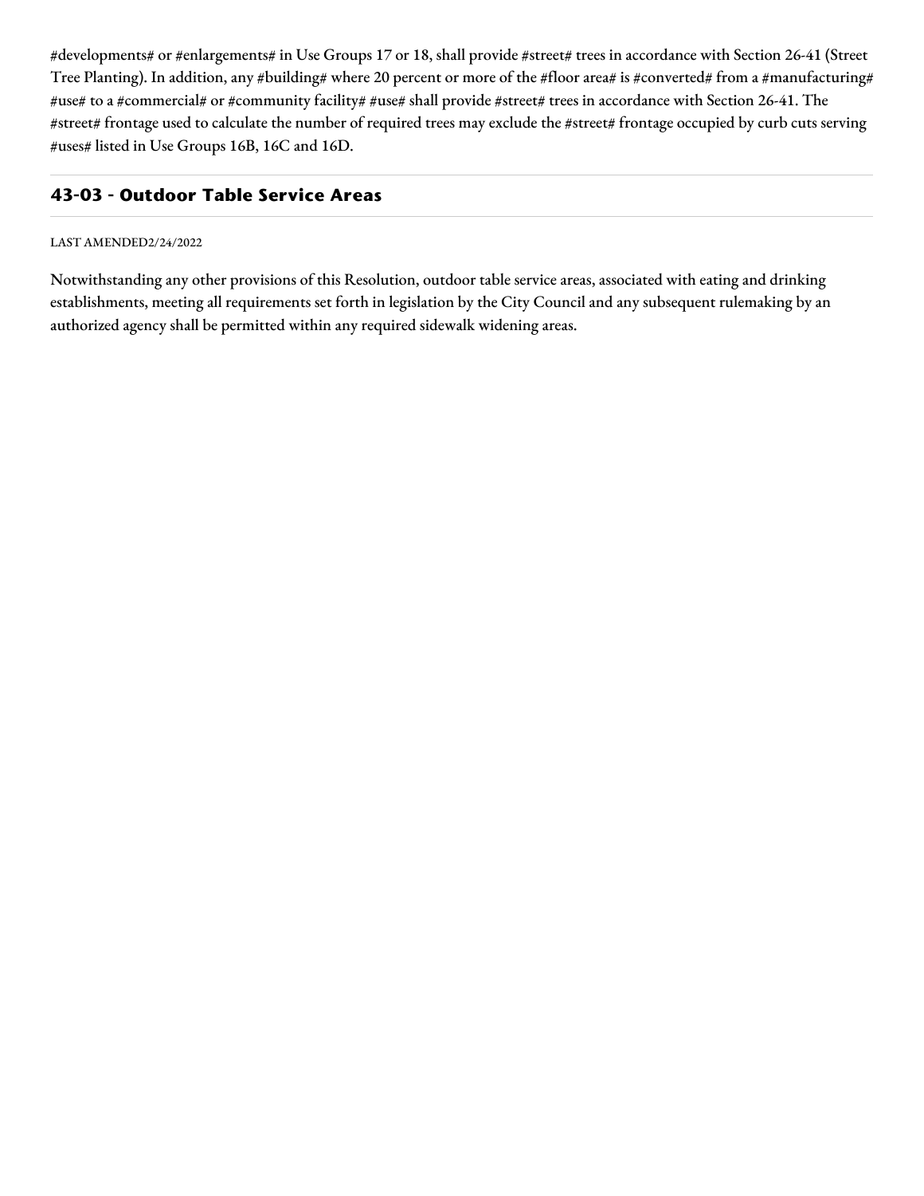#developments# or #enlargements# in Use Groups 17 or 18, shall provide #street# trees in accordance with Section 26-41 (Street Tree Planting). In addition, any #building# where 20 percent or more of the #floor area# is #converted# from a #manufacturing# #use# to a #commercial# or #community facility# #use# shall provide #street# trees in accordance with Section 26-41. The #street# frontage used to calculate the number of required trees may exclude the #street# frontage occupied by curb cuts serving #uses# listed in Use Groups 16B, 16C and 16D.

## 43-03 - Outdoor Table Service Areas

LAST AMENDED2/24/2022

Notwithstanding any other provisions of this Resolution, outdoor table service areas, associated with eating and drinking establishments, meeting all requirements set forth in legislation by the City Council and any subsequent rulemaking by an authorized agency shall be permitted within any required sidewalk widening areas.